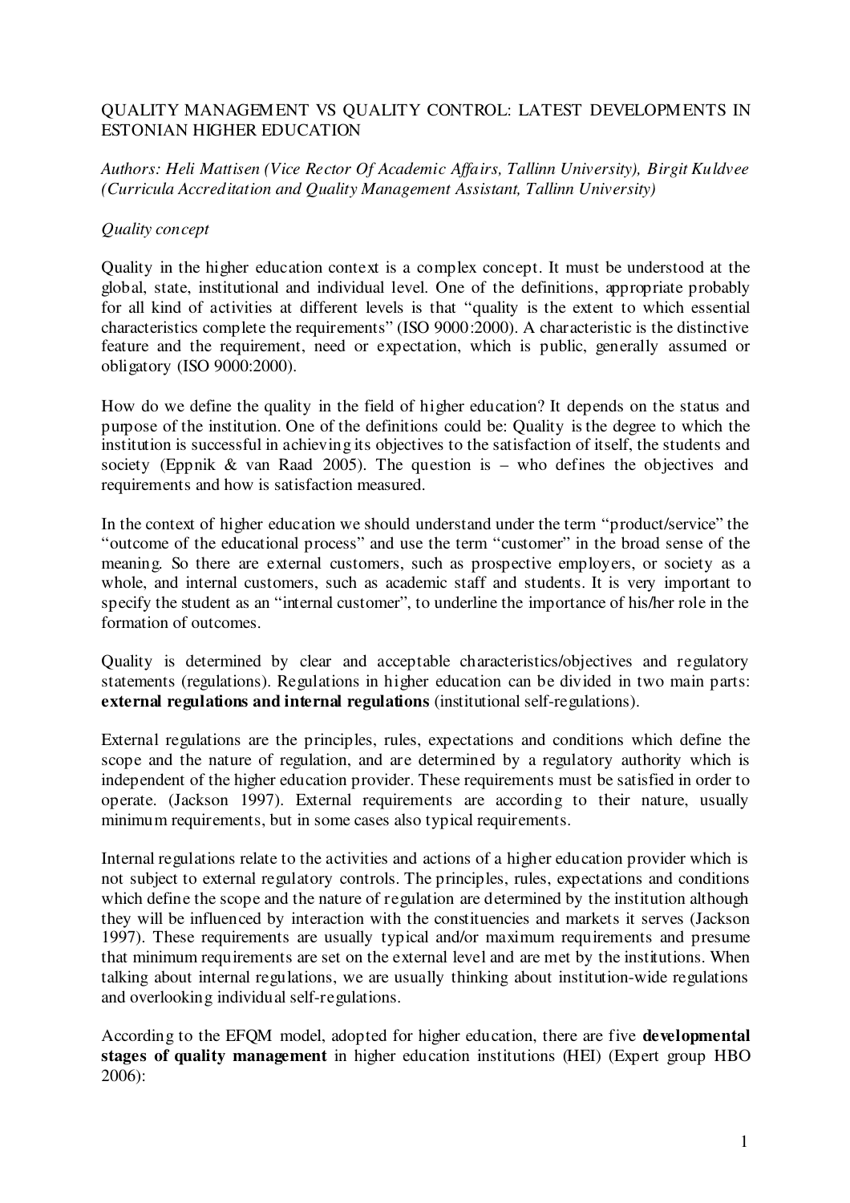# QUALITY MANAGEMENT VS QUALITY CONTROL: LATEST DEVELOPMENTS IN ESTONIAN HIGHER EDUCATION

*Authors: Heli Mattisen (Vice Rector Of Academic Affairs, Tallinn University), Birgit Kuldvee (Curricula Accreditation and Quality Management Assistant, Tallinn University)*

## *Quality concept*

Quality in the higher education context is a complex concept. It must be understood at the global, state, institutional and individual level. One of the definitions, appropriate probably for all kind of activities at different levels is that "quality is the extent to which essential characteristics complete the requirements" (ISO 9000:2000). A characteristic is the distinctive feature and the requirement, need or expectation, which is public, generally assumed or obligatory (ISO 9000:2000).

How do we define the quality in the field of higher education? It depends on the status and purpose of the institution. One of the definitions could be: Quality is the degree to which the institution is successful in achieving its objectives to the satisfaction of itself, the students and society (Eppnik & van Raad 2005). The question is – who defines the objectives and requirements and how is satisfaction measured.

In the context of higher education we should understand under the term "product/service" the "outcome of the educational process" and use the term "customer" in the broad sense of the meaning. So there are external customers, such as prospective employers, or society as a whole, and internal customers, such as academic staff and students. It is very important to specify the student as an "internal customer", to underline the importance of his/her role in the formation of outcomes.

Quality is determined by clear and acceptable characteristics/objectives and regulatory statements (regulations). Regulations in higher education can be divided in two main parts: **external regulations and internal regulations** (institutional self-regulations).

External regulations are the principles, rules, expectations and conditions which define the scope and the nature of regulation, and are determined by a regulatory authority which is independent of the higher education provider. These requirements must be satisfied in order to operate. (Jackson 1997). External requirements are according to their nature, usually minimum requirements, but in some cases also typical requirements.

Internal regulations relate to the activities and actions of a higher education provider which is not subject to external regulatory controls. The principles, rules, expectations and conditions which define the scope and the nature of regulation are determined by the institution although they will be influenced by interaction with the constituencies and markets it serves (Jackson 1997). These requirements are usually typical and/or maximum requirements and presume that minimum requirements are set on the external level and are met by the institutions. When talking about internal regulations, we are usually thinking about institution-wide regulations and overlooking individual self-regulations.

According to the EFQM model, adopted for higher education, there are five **developmental stages of quality management** in higher education institutions (HEI) (Expert group HBO 2006):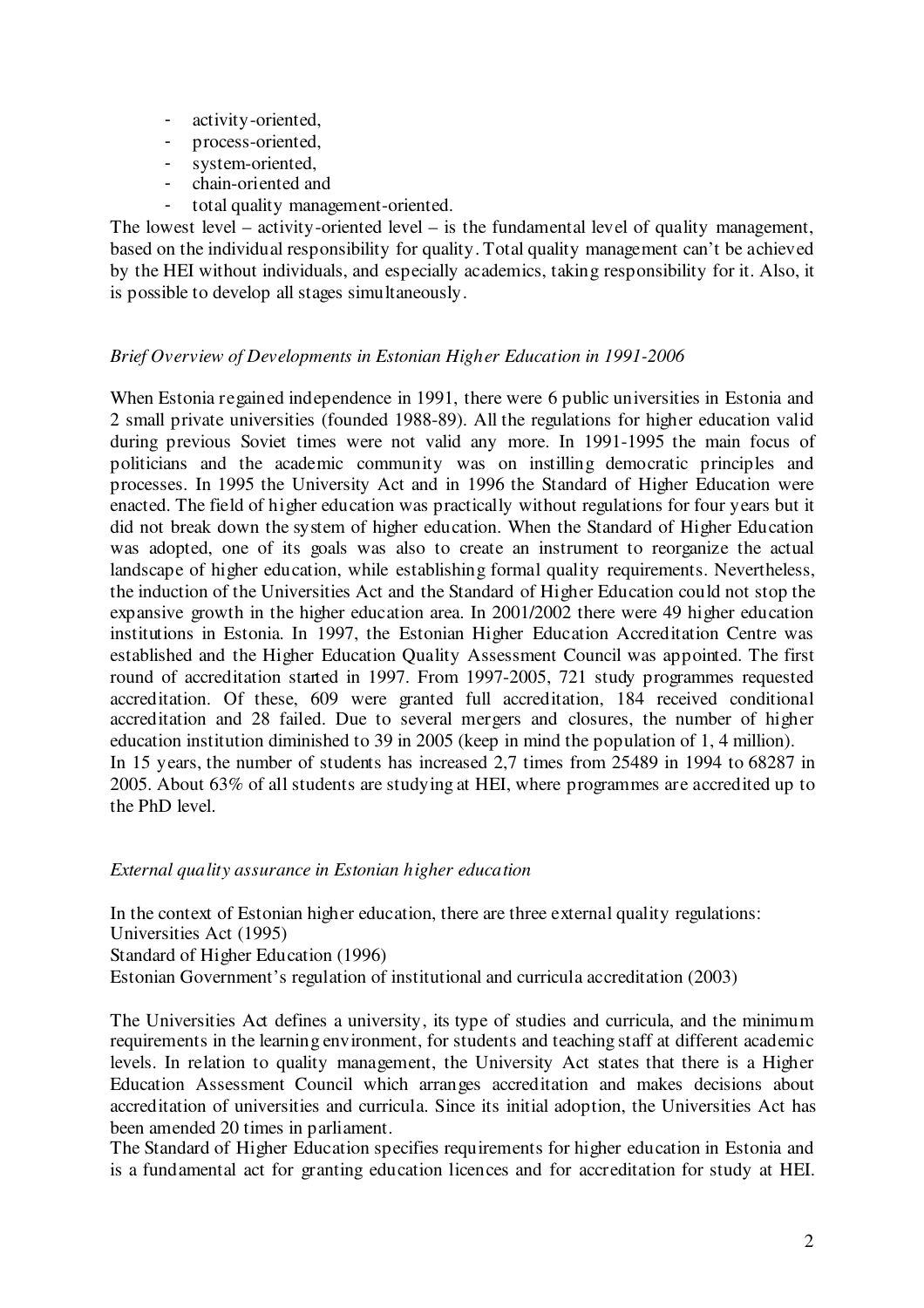- activity-oriented,
- process-oriented,
- system-oriented,
- chain-oriented and
- total quality management-oriented.

The lowest level – activity-oriented level – is the fundamental level of quality management, based on the individual responsibility for quality. Total quality management can't be achieved by the HEI without individuals, and especially academics, taking responsibility for it. Also, it is possible to develop all stages simultaneously.

*Brief Overview of Developments in Estonian Higher Education in 1991-2006*

When Estonia regained independence in 1991, there were 6 public universities in Estonia and 2 small private universities (founded 1988-89). All the regulations for higher education valid during previous Soviet times were not valid any more. In 1991-1995 the main focus of politicians and the academic community was on instilling democratic principles and processes. In 1995 the University Act and in 1996 the Standard of Higher Education were enacted. The field of higher education was practically without regulations for four years but it did not break down the system of higher education. When the Standard of Higher Education was adopted, one of its goals was also to create an instrument to reorganize the actual landscape of higher education, while establishing formal quality requirements. Nevertheless, the induction of the Universities Act and the Standard of Higher Education could not stop the expansive growth in the higher education area. In 2001/2002 there were 49 higher education institutions in Estonia. In 1997, the Estonian Higher Education Accreditation Centre was established and the Higher Education Quality Assessment Council was appointed. The first round of accreditation started in 1997. From 1997-2005, 721 study programmes requested accreditation. Of these, 609 were granted full accreditation, 184 received conditional accreditation and 28 failed. Due to several mergers and closures, the number of higher education institution diminished to 39 in 2005 (keep in mind the population of 1, 4 million).
In 15 years, the number of students has increased 2,7 times from 25489 in 1994 to 68287 in 2005. About 63% of all students are studying at HEI, where programmes are accredited up to the PhD level.

*External quality assurance in Estonian higher education*

In the context of Estonian higher education, there are three external quality regulations:
Universities Act (1995)
Standard of Higher Education (1996)
Estonian Government's regulation of institutional and curricula accreditation (2003)

The Universities Act defines a university, its type of studies and curricula, and the minimum requirements in the learning environment, for students and teaching staff at different academic levels. In relation to quality management, the University Act states that there is a Higher Education Assessment Council which arranges accreditation and makes decisions about accreditation of universities and curricula. Since its initial adoption, the Universities Act has been amended 20 times in parliament.
The Standard of Higher Education specifies requirements for higher education in Estonia and is a fundamental act for granting education licences and for accreditation for study at HEI.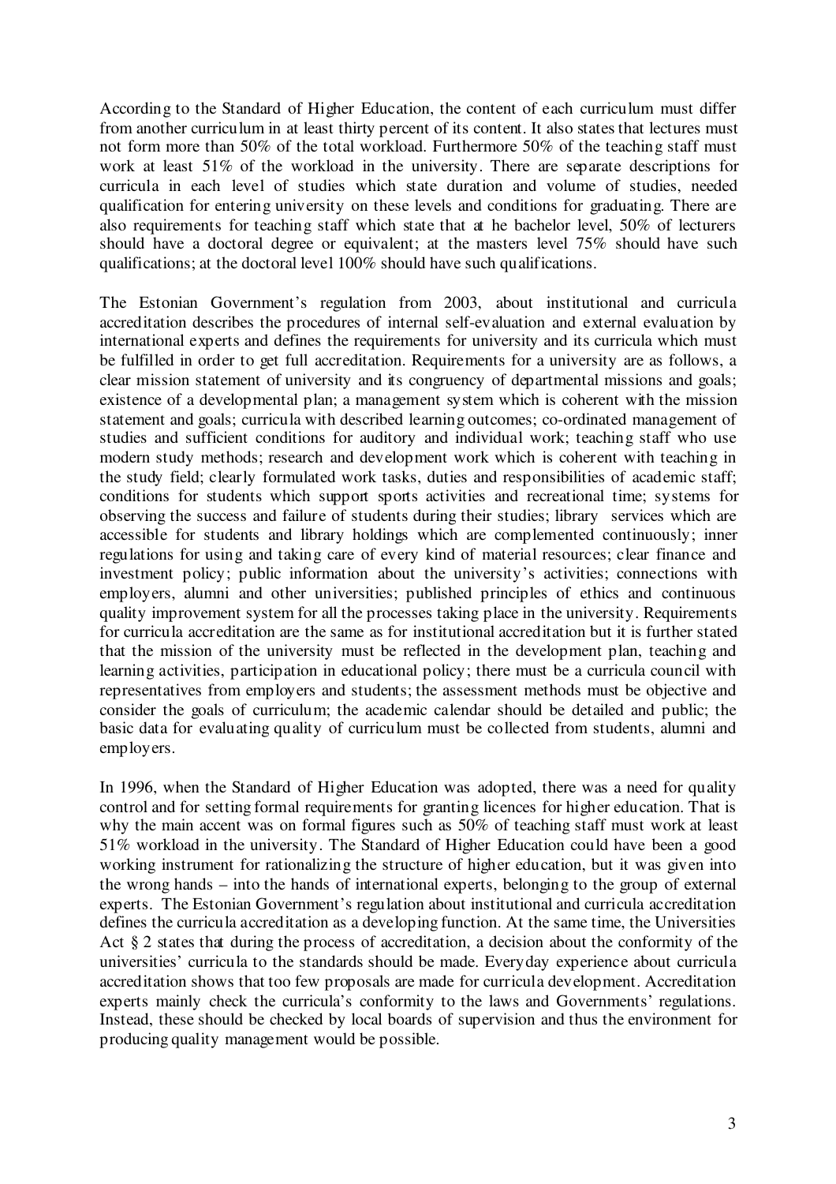According to the Standard of Higher Education, the content of each curriculum must differ from another curriculum in at least thirty percent of its content. It also states that lectures must not form more than 50% of the total workload. Furthermore 50% of the teaching staff must work at least 51% of the workload in the university. There are separate descriptions for curricula in each level of studies which state duration and volume of studies, needed qualification for entering university on these levels and conditions for graduating. There are also requirements for teaching staff which state that at he bachelor level, 50% of lecturers should have a doctoral degree or equivalent; at the masters level 75% should have such qualifications; at the doctoral level 100% should have such qualifications.

The Estonian Government's regulation from 2003, about institutional and curricula accreditation describes the procedures of internal self-evaluation and external evaluation by international experts and defines the requirements for university and its curricula which must be fulfilled in order to get full accreditation. Requirements for a university are as follows, a clear mission statement of university and its congruency of departmental missions and goals; existence of a developmental plan; a management system which is coherent with the mission statement and goals; curricula with described learning outcomes; co-ordinated management of studies and sufficient conditions for auditory and individual work; teaching staff who use modern study methods; research and development work which is coherent with teaching in the study field; clearly formulated work tasks, duties and responsibilities of academic staff; conditions for students which support sports activities and recreational time; systems for observing the success and failure of students during their studies; library services which are accessible for students and library holdings which are complemented continuously; inner regulations for using and taking care of every kind of material resources; clear finance and investment policy; public information about the university's activities; connections with employers, alumni and other universities; published principles of ethics and continuous quality improvement system for all the processes taking place in the university. Requirements for curricula accreditation are the same as for institutional accreditation but it is further stated that the mission of the university must be reflected in the development plan, teaching and learning activities, participation in educational policy; there must be a curricula council with representatives from employers and students; the assessment methods must be objective and consider the goals of curriculum; the academic calendar should be detailed and public; the basic data for evaluating quality of curriculum must be collected from students, alumni and employers.

In 1996, when the Standard of Higher Education was adopted, there was a need for quality control and for setting formal requirements for granting licences for higher education. That is why the main accent was on formal figures such as 50% of teaching staff must work at least 51% workload in the university. The Standard of Higher Education could have been a good working instrument for rationalizing the structure of higher education, but it was given into the wrong hands – into the hands of international experts, belonging to the group of external experts. The Estonian Government's regulation about institutional and curricula accreditation defines the curricula accreditation as a developing function. At the same time, the Universities Act § 2 states that during the process of accreditation, a decision about the conformity of the universities' curricula to the standards should be made. Everyday experience about curricula accreditation shows that too few proposals are made for curricula development. Accreditation experts mainly check the curricula's conformity to the laws and Governments' regulations. Instead, these should be checked by local boards of supervision and thus the environment for producing quality management would be possible.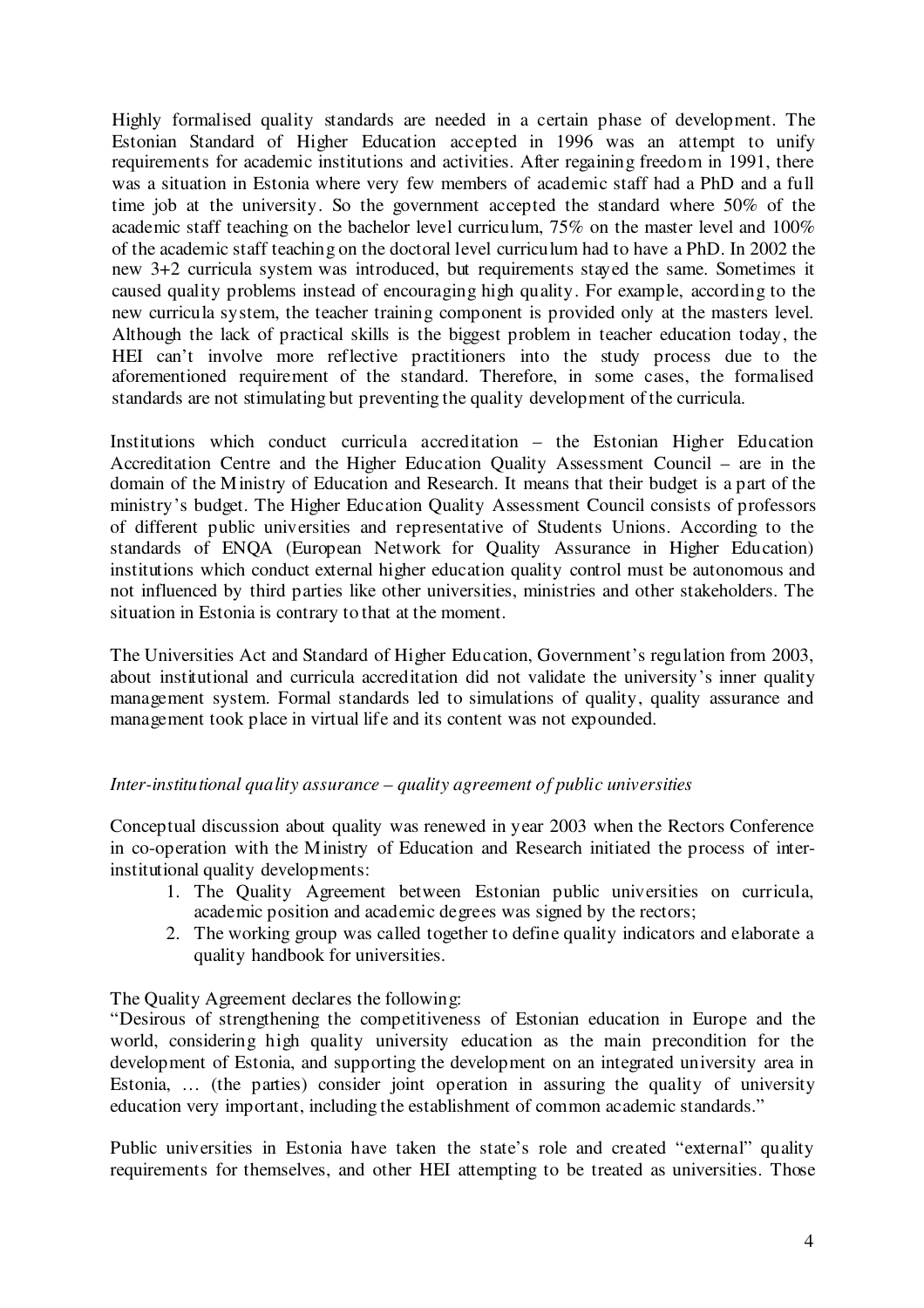Highly formalised quality standards are needed in a certain phase of development. The Estonian Standard of Higher Education accepted in 1996 was an attempt to unify requirements for academic institutions and activities. After regaining freedom in 1991, there was a situation in Estonia where very few members of academic staff had a PhD and a full time job at the university. So the government accepted the standard where 50% of the academic staff teaching on the bachelor level curriculum, 75% on the master level and 100% of the academic staff teaching on the doctoral level curriculum had to have a PhD. In 2002 the new 3+2 curricula system was introduced, but requirements stayed the same. Sometimes it caused quality problems instead of encouraging high quality. For example, according to the new curricula system, the teacher training component is provided only at the masters level. Although the lack of practical skills is the biggest problem in teacher education today, the HEI can't involve more reflective practitioners into the study process due to the aforementioned requirement of the standard. Therefore, in some cases, the formalised standards are not stimulating but preventing the quality development of the curricula.

Institutions which conduct curricula accreditation – the Estonian Higher Education Accreditation Centre and the Higher Education Quality Assessment Council – are in the domain of the Ministry of Education and Research. It means that their budget is a part of the ministry's budget. The Higher Education Quality Assessment Council consists of professors of different public universities and representative of Students Unions. According to the standards of ENQA (European Network for Quality Assurance in Higher Education) institutions which conduct external higher education quality control must be autonomous and not influenced by third parties like other universities, ministries and other stakeholders. The situation in Estonia is contrary to that at the moment.

The Universities Act and Standard of Higher Education, Government's regulation from 2003, about institutional and curricula accreditation did not validate the university's inner quality management system. Formal standards led to simulations of quality, quality assurance and management took place in virtual life and its content was not expounded.

*Inter-institutional quality assurance – quality agreement of public universities*

Conceptual discussion about quality was renewed in year 2003 when the Rectors Conference in co-operation with the Ministry of Education and Research initiated the process of inter-institutional quality developments:

1. The Quality Agreement between Estonian public universities on curricula, academic position and academic degrees was signed by the rectors;
2. The working group was called together to define quality indicators and elaborate a quality handbook for universities.

The Quality Agreement declares the following:
"Desirous of strengthening the competitiveness of Estonian education in Europe and the world, considering high quality university education as the main precondition for the development of Estonia, and supporting the development on an integrated university area in Estonia, … (the parties) consider joint operation in assuring the quality of university education very important, including the establishment of common academic standards."

Public universities in Estonia have taken the state's role and created "external" quality requirements for themselves, and other HEI attempting to be treated as universities. Those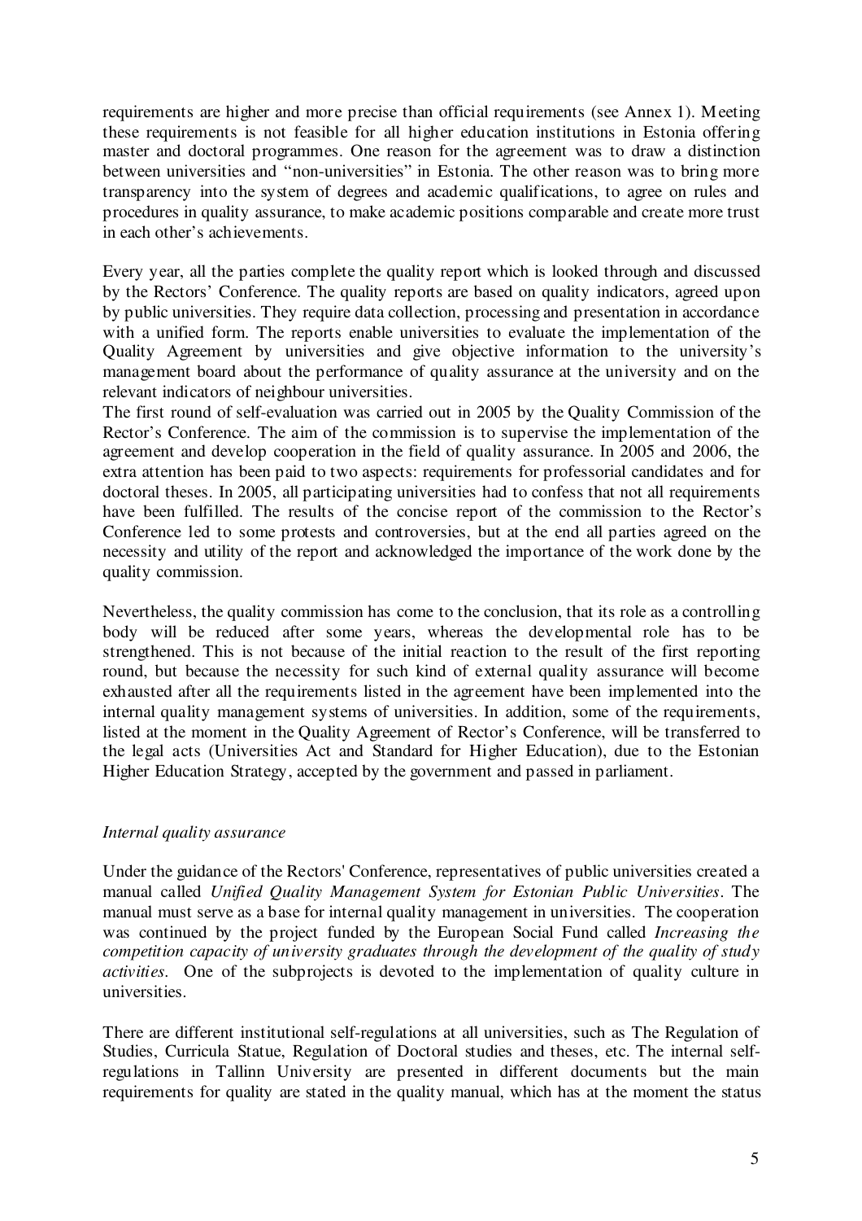requirements are higher and more precise than official requirements (see Annex 1). Meeting these requirements is not feasible for all higher education institutions in Estonia offering master and doctoral programmes. One reason for the agreement was to draw a distinction between universities and "non-universities" in Estonia. The other reason was to bring more transparency into the system of degrees and academic qualifications, to agree on rules and procedures in quality assurance, to make academic positions comparable and create more trust in each other's achievements.

Every year, all the parties complete the quality report which is looked through and discussed by the Rectors' Conference. The quality reports are based on quality indicators, agreed upon by public universities. They require data collection, processing and presentation in accordance with a unified form. The reports enable universities to evaluate the implementation of the Quality Agreement by universities and give objective information to the university's management board about the performance of quality assurance at the university and on the relevant indicators of neighbour universities.
The first round of self-evaluation was carried out in 2005 by the Quality Commission of the Rector's Conference. The aim of the commission is to supervise the implementation of the agreement and develop cooperation in the field of quality assurance. In 2005 and 2006, the extra attention has been paid to two aspects: requirements for professorial candidates and for doctoral theses. In 2005, all participating universities had to confess that not all requirements have been fulfilled. The results of the concise report of the commission to the Rector's Conference led to some protests and controversies, but at the end all parties agreed on the necessity and utility of the report and acknowledged the importance of the work done by the quality commission.

Nevertheless, the quality commission has come to the conclusion, that its role as a controlling body will be reduced after some years, whereas the developmental role has to be strengthened. This is not because of the initial reaction to the result of the first reporting round, but because the necessity for such kind of external quality assurance will become exhausted after all the requirements listed in the agreement have been implemented into the internal quality management systems of universities. In addition, some of the requirements, listed at the moment in the Quality Agreement of Rector's Conference, will be transferred to the legal acts (Universities Act and Standard for Higher Education), due to the Estonian Higher Education Strategy, accepted by the government and passed in parliament.

*Internal quality assurance*

Under the guidance of the Rectors' Conference, representatives of public universities created a manual called *Unified Quality Management System for Estonian Public Universities*. The manual must serve as a base for internal quality management in universities. The cooperation was continued by the project funded by the European Social Fund called *Increasing the competition capacity of university graduates through the development of the quality of study activities.* One of the subprojects is devoted to the implementation of quality culture in universities.

There are different institutional self-regulations at all universities, such as The Regulation of Studies, Curricula Statue, Regulation of Doctoral studies and theses, etc. The internal self-regulations in Tallinn University are presented in different documents but the main requirements for quality are stated in the quality manual, which has at the moment the status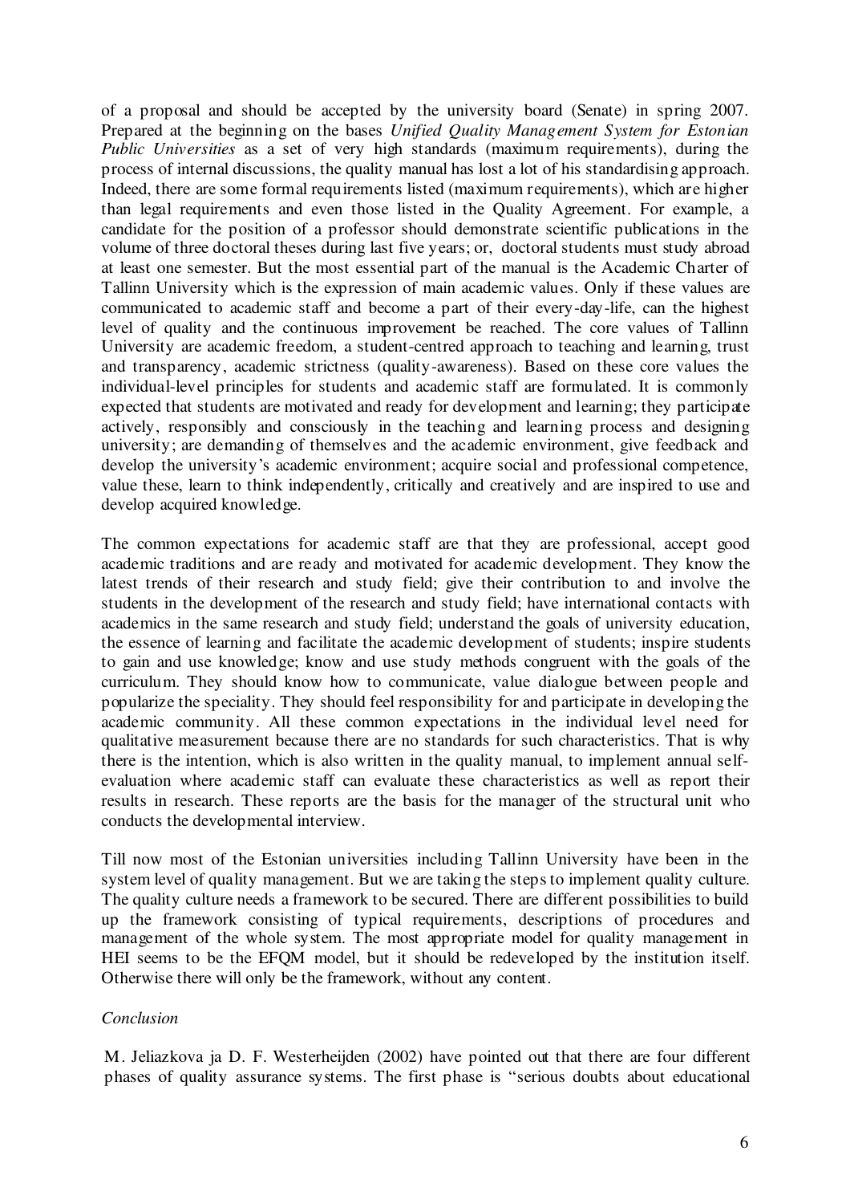of a proposal and should be accepted by the university board (Senate) in spring 2007. Prepared at the beginning on the bases *Unified Quality Management System for Estonian Public Universities* as a set of very high standards (maximum requirements), during the process of internal discussions, the quality manual has lost a lot of his standardising approach. Indeed, there are some formal requirements listed (maximum requirements), which are higher than legal requirements and even those listed in the Quality Agreement. For example, a candidate for the position of a professor should demonstrate scientific publications in the volume of three doctoral theses during last five years; or, doctoral students must study abroad at least one semester. But the most essential part of the manual is the Academic Charter of Tallinn University which is the expression of main academic values. Only if these values are communicated to academic staff and become a part of their every-day-life, can the highest level of quality and the continuous improvement be reached. The core values of Tallinn University are academic freedom, a student-centred approach to teaching and learning, trust and transparency, academic strictness (quality-awareness). Based on these core values the individual-level principles for students and academic staff are formulated. It is commonly expected that students are motivated and ready for development and learning; they participate actively, responsibly and consciously in the teaching and learning process and designing university; are demanding of themselves and the academic environment, give feedback and develop the university's academic environment; acquire social and professional competence, value these, learn to think independently, critically and creatively and are inspired to use and develop acquired knowledge.

The common expectations for academic staff are that they are professional, accept good academic traditions and are ready and motivated for academic development. They know the latest trends of their research and study field; give their contribution to and involve the students in the development of the research and study field; have international contacts with academics in the same research and study field; understand the goals of university education, the essence of learning and facilitate the academic development of students; inspire students to gain and use knowledge; know and use study methods congruent with the goals of the curriculum. They should know how to communicate, value dialogue between people and popularize the speciality. They should feel responsibility for and participate in developing the academic community. All these common expectations in the individual level need for qualitative measurement because there are no standards for such characteristics. That is why there is the intention, which is also written in the quality manual, to implement annual self-evaluation where academic staff can evaluate these characteristics as well as report their results in research. These reports are the basis for the manager of the structural unit who conducts the developmental interview.

Till now most of the Estonian universities including Tallinn University have been in the system level of quality management. But we are taking the steps to implement quality culture. The quality culture needs a framework to be secured. There are different possibilities to build up the framework consisting of typical requirements, descriptions of procedures and management of the whole system. The most appropriate model for quality management in HEI seems to be the EFQM model, but it should be redeveloped by the institution itself. Otherwise there will only be the framework, without any content.

*Conclusion*

M. Jeliazkova ja D. F. Westerheijden (2002) have pointed out that there are four different phases of quality assurance systems. The first phase is "serious doubts about educational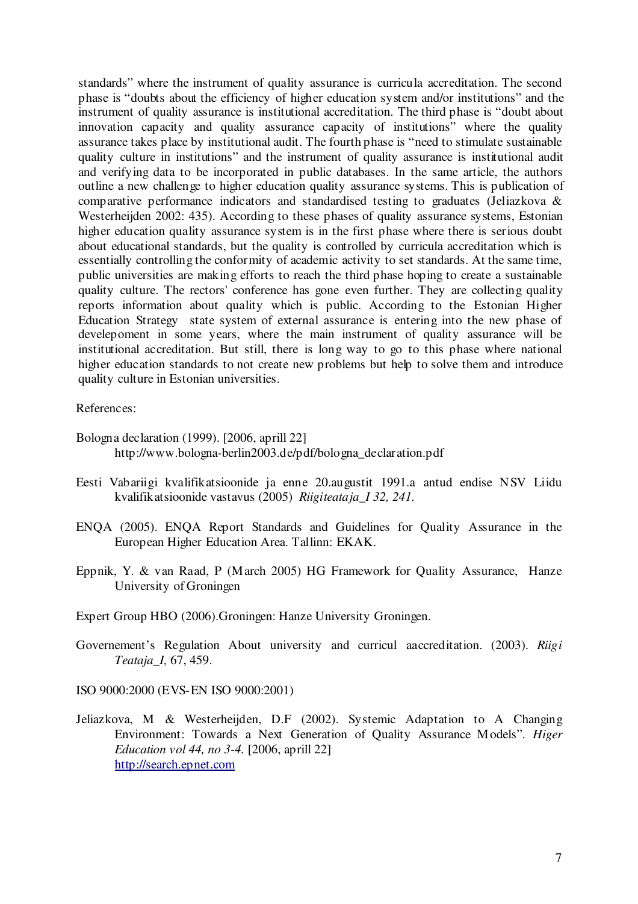standards" where the instrument of quality assurance is curricula accreditation. The second phase is "doubts about the efficiency of higher education system and/or institutions" and the instrument of quality assurance is institutional accreditation. The third phase is "doubt about innovation capacity and quality assurance capacity of institutions" where the quality assurance takes place by institutional audit. The fourth phase is "need to stimulate sustainable quality culture in institutions" and the instrument of quality assurance is institutional audit and verifying data to be incorporated in public databases. In the same article, the authors outline a new challenge to higher education quality assurance systems. This is publication of comparative performance indicators and standardised testing to graduates (Jeliazkova & Westerheijden 2002: 435). According to these phases of quality assurance systems, Estonian higher education quality assurance system is in the first phase where there is serious doubt about educational standards, but the quality is controlled by curricula accreditation which is essentially controlling the conformity of academic activity to set standards. At the same time, public universities are making efforts to reach the third phase hoping to create a sustainable quality culture. The rectors' conference has gone even further. They are collecting quality reports information about quality which is public. According to the Estonian Higher Education Strategy state system of external assurance is entering into the new phase of develepoment in some years, where the main instrument of quality assurance will be institutional accreditation. But still, there is long way to go to this phase where national higher education standards to not create new problems but help to solve them and introduce quality culture in Estonian universities.

References:

Bologna declaration (1999). [2006, aprill 22] http://www.bologna-berlin2003.de/pdf/bologna_declaration.pdf

Eesti Vabariigi kvalifikatsioonide ja enne 20.augustit 1991.a antud endise NSV Liidu kvalifikatsioonide vastavus (2005) *Riigiteataja_I 32, 241.*

ENQA (2005). ENQA Report Standards and Guidelines for Quality Assurance in the European Higher Education Area. Tallinn: EKAK.

Eppnik, Y. & van Raad, P (March 2005) HG Framework for Quality Assurance, Hanze University of Groningen

Expert Group HBO (2006).Groningen: Hanze University Groningen.

Governement's Regulation About university and curricul aaccreditation. (2003). *Riigi Teataja_I,* 67, 459.

ISO 9000:2000 (EVS-EN ISO 9000:2001)

Jeliazkova, M & Westerheijden, D.F (2002). Systemic Adaptation to A Changing Environment: Towards a Next Generation of Quality Assurance Models". *Higer Education vol 44, no 3-4.* [2006, aprill 22] http://search.epnet.com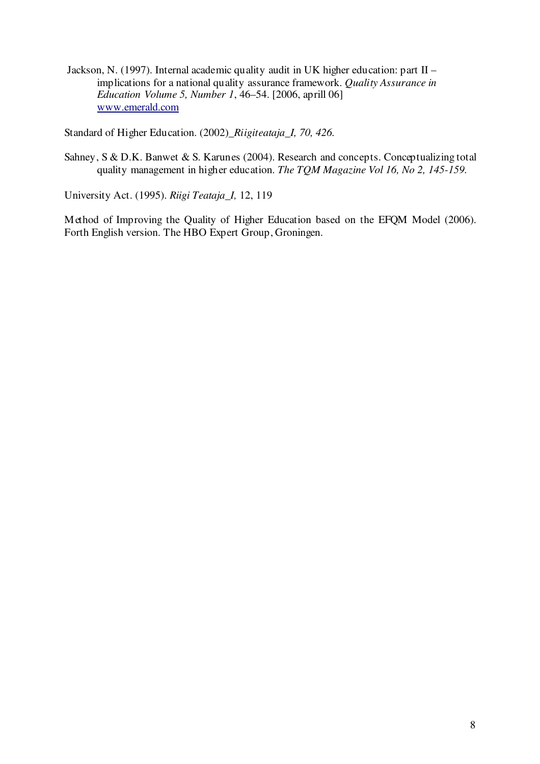Jackson, N. (1997). Internal academic quality audit in UK higher education: part II – implications for a national quality assurance framework. *Quality Assurance in Education Volume 5, Number 1*, 46–54. [2006, aprill 06] www.emerald.com

Standard of Higher Education. (2002)*_Riigiteataja_I, 70, 426.*

Sahney, S & D.K. Banwet & S. Karunes (2004). Research and concepts. Conceptualizing total quality management in higher education. *The TQM Magazine Vol 16, No 2, 145-159.*

University Act. (1995). *Riigi Teataja_I,* 12, 119

Method of Improving the Quality of Higher Education based on the EFQM Model (2006). Forth English version. The HBO Expert Group, Groningen.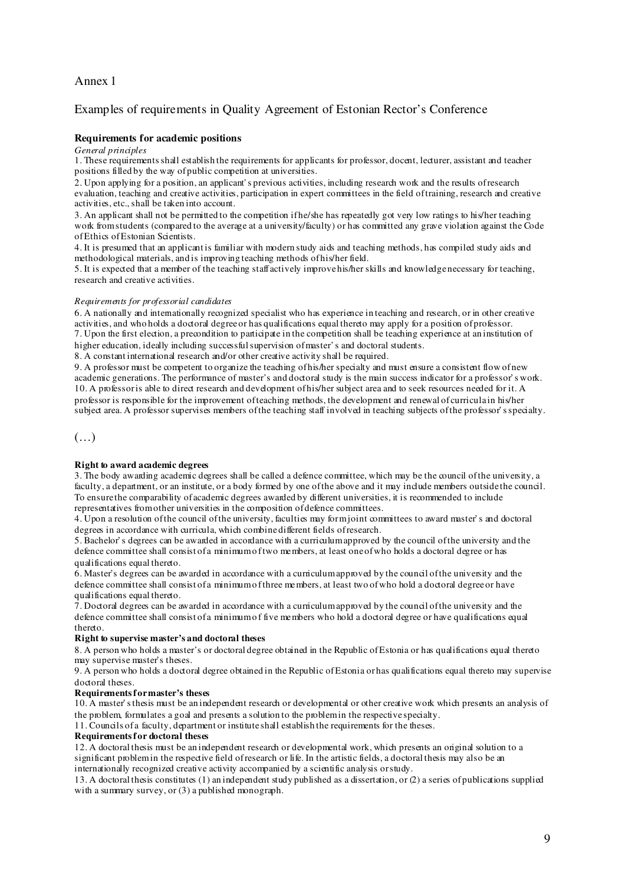# Annex 1

## Examples of requirements in Quality Agreement of Estonian Rector's Conference

### Requirements for academic positions

*General principles*

1. These requirements shall establish the requirements for applicants for professor, docent, lecturer, assistant and teacher positions filled by the way of public competition at universities.
2. Upon applying for a position, an applicant's previous activities, including research work and the results of research evaluation, teaching and creative activities, participation in expert committees in the field of training, research and creative activities, etc., shall be taken into account.
3. An applicant shall not be permitted to the competition if he/she has repeatedly got very low ratings to his/her teaching work from students (compared to the average at a university/faculty) or has committed any grave violation against the Code of Ethics of Estonian Scientists.
4. It is presumed that an applicant is familiar with modern study aids and teaching methods, has compiled study aids and methodological materials, and is improving teaching methods of his/her field.
5. It is expected that a member of the teaching staff actively improve his/her skills and knowledge necessary for teaching, research and creative activities.

*Requirements for professorial candidates*

6. A nationally and internationally recognized specialist who has experience in teaching and research, or in other creative activities, and who holds a doctoral degree or has qualifications equal thereto may apply for a position of professor.
7. Upon the first election, a precondition to participate in the competition shall be teaching experience at an institution of higher education, ideally including successful supervision of master's and doctoral students.
8. A constant international research and/or other creative activity shall be required.
9. A professor must be competent to organize the teaching of his/her specialty and must ensure a consistent flow of new academic generations. The performance of master's and doctoral study is the main success indicator for a professor's work.
10. A professor is able to direct research and development of his/her subject area and to seek resources needed for it. A professor is responsible for the improvement of teaching methods, the development and renewal of curricula in his/her subject area. A professor supervises members of the teaching staff involved in teaching subjects of the professor's specialty.

(…)

**Right to award academic degrees**

3. The body awarding academic degrees shall be called a defence committee, which may be the council of the university, a faculty, a department, or an institute, or a body formed by one of the above and it may include members outside the council. To ensure the comparability of academic degrees awarded by different universities, it is recommended to include representatives from other universities in the composition of defence committees.
4. Upon a resolution of the council of the university, faculties may form joint committees to award master's and doctoral degrees in accordance with curricula, which combine different fields of research.
5. Bachelor's degrees can be awarded in accordance with a curriculum approved by the council of the university and the defence committee shall consist of a minimum of two members, at least one of who holds a doctoral degree or has qualifications equal thereto.
6. Master's degrees can be awarded in accordance with a curriculum approved by the council of the university and the defence committee shall consist of a minimum of three members, at least two of who hold a doctoral degree or have qualifications equal thereto.
7. Doctoral degrees can be awarded in accordance with a curriculum approved by the council of the university and the defence committee shall consist of a minimum of five members who hold a doctoral degree or have qualifications equal thereto.

**Right to supervise master's and doctoral theses**

8. A person who holds a master's or doctoral degree obtained in the Republic of Estonia or has qualifications equal thereto may supervise master's theses.
9. A person who holds a doctoral degree obtained in the Republic of Estonia or has qualifications equal thereto may supervise doctoral theses.

**Requirements for master's theses**

10. A master's thesis must be an independent research or developmental or other creative work which presents an analysis of the problem, formulates a goal and presents a solution to the problem in the respective specialty.
11. Councils of a faculty, department or institute shall establish the requirements for the theses.

**Requirements for doctoral theses**

12. A doctoral thesis must be an independent research or developmental work, which presents an original solution to a significant problem in the respective field of research or life. In the artistic fields, a doctoral thesis may also be an internationally recognized creative activity accompanied by a scientific analysis or study.
13. A doctoral thesis constitutes (1) an independent study published as a dissertation, or (2) a series of publications supplied with a summary survey, or (3) a published monograph.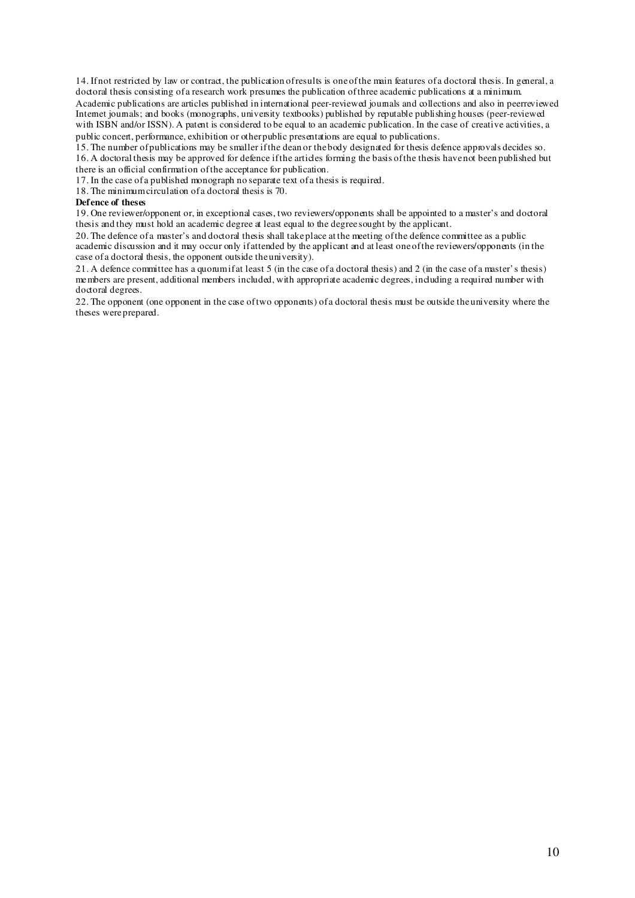14. If not restricted by law or contract, the publication of results is one of the main features of a doctoral thesis. In general, a doctoral thesis consisting of a research work presumes the publication of three academic publications at a minimum. Academic publications are articles published in international peer-reviewed journals and collections and also in peerreviewed Internet journals; and books (monographs, university textbooks) published by reputable publishing houses (peer-reviewed with ISBN and/or ISSN). A patent is considered to be equal to an academic publication. In the case of creative activities, a public concert, performance, exhibition or other public presentations are equal to publications.

15. The number of publications may be smaller if the dean or the body designated for thesis defence approvals decides so.

16. A doctoral thesis may be approved for defence if the articles forming the basis of the thesis have not been published but there is an official confirmation of the acceptance for publication.

17. In the case of a published monograph no separate text of a thesis is required.

18. The minimum circulation of a doctoral thesis is 70.

**Defence of theses**

19. One reviewer/opponent or, in exceptional cases, two reviewers/opponents shall be appointed to a master's and doctoral thesis and they must hold an academic degree at least equal to the degree sought by the applicant.

20. The defence of a master's and doctoral thesis shall take place at the meeting of the defence committee as a public academic discussion and it may occur only if attended by the applicant and at least one of the reviewers/opponents (in the case of a doctoral thesis, the opponent outside the university).

21. A defence committee has a quorum if at least 5 (in the case of a doctoral thesis) and 2 (in the case of a master's thesis) members are present, additional members included, with appropriate academic degrees, including a required number with doctoral degrees.

22. The opponent (one opponent in the case of two opponents) of a doctoral thesis must be outside the university where the theses were prepared.